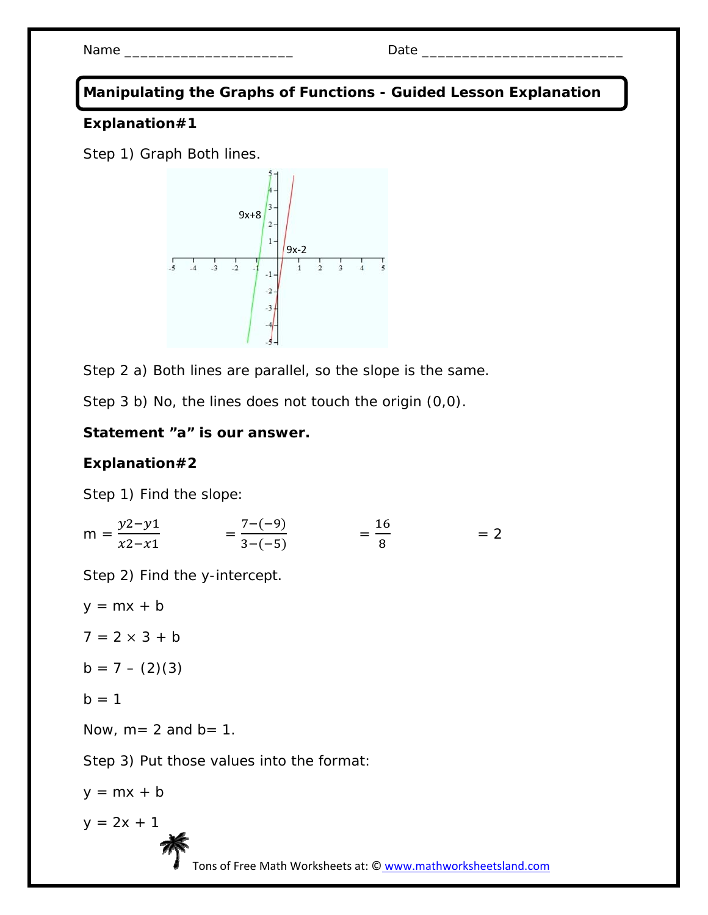Name ______________________ Date __________________________

## Manipulating the Graphs of Functions - Guided Lesson Explanation

**Explanation#1**

Step 1) Graph Both lines.

Step 2 a) Both lines are parallel, so the slope is the same.

Step 3 b) No, the lines does not touch the origin (0,0).

**Statement "a" is our answer.**

**Explanation#2**

Step 1) Find the slope:

$$m = \frac{y2-y1}{x2-x1} \qquad = \frac{7-(-9)}{3-(-5)} \qquad = \frac{16}{8} \qquad = 2$$

Step 2) Find the y-intercept.

y = mx + b

7 = 2 × 3 + b

b = 7 – (2)(3)

b = 1

Now, m= 2 and b= 1.

Step 3) Put those values into the format:

y = mx + b

y = 2x + 1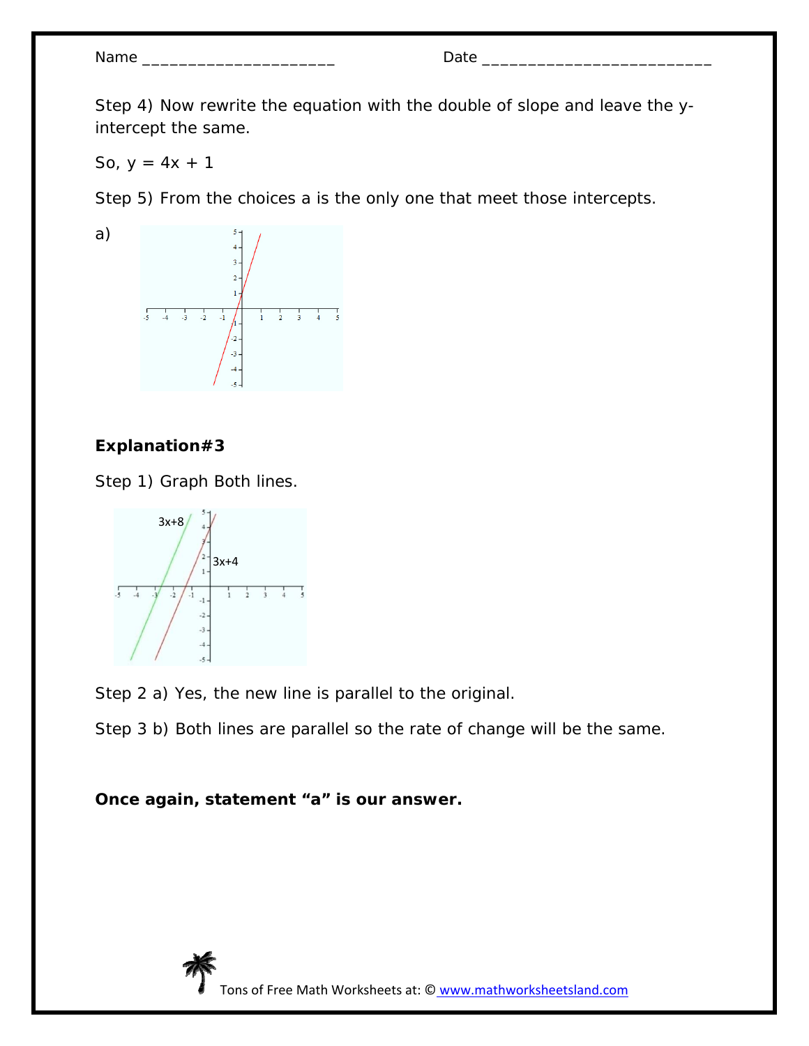Name _____________________ Date _________________________

Step 4) Now rewrite the equation with the double of slope and leave the y-intercept the same.

So, $y = 4x + 1$

Step 5) From the choices a is the only one that meet those intercepts.

a)

5
4
3
2
1
-5 -4 -3 -2 -1 1 2 3 4 5
-1
-2
-3
-4
-5

**Explanation#3**

Step 1) Graph Both lines.

3x+8
3x+4
5
4
3
2
1
-5 -4 -3 -2 -1 1 2 3 4 5
-1
-2
-3
-4
-5

Step 2 a) Yes, the new line is parallel to the original.

Step 3 b) Both lines are parallel so the rate of change will be the same.

**Once again, statement "a" is our answer.**